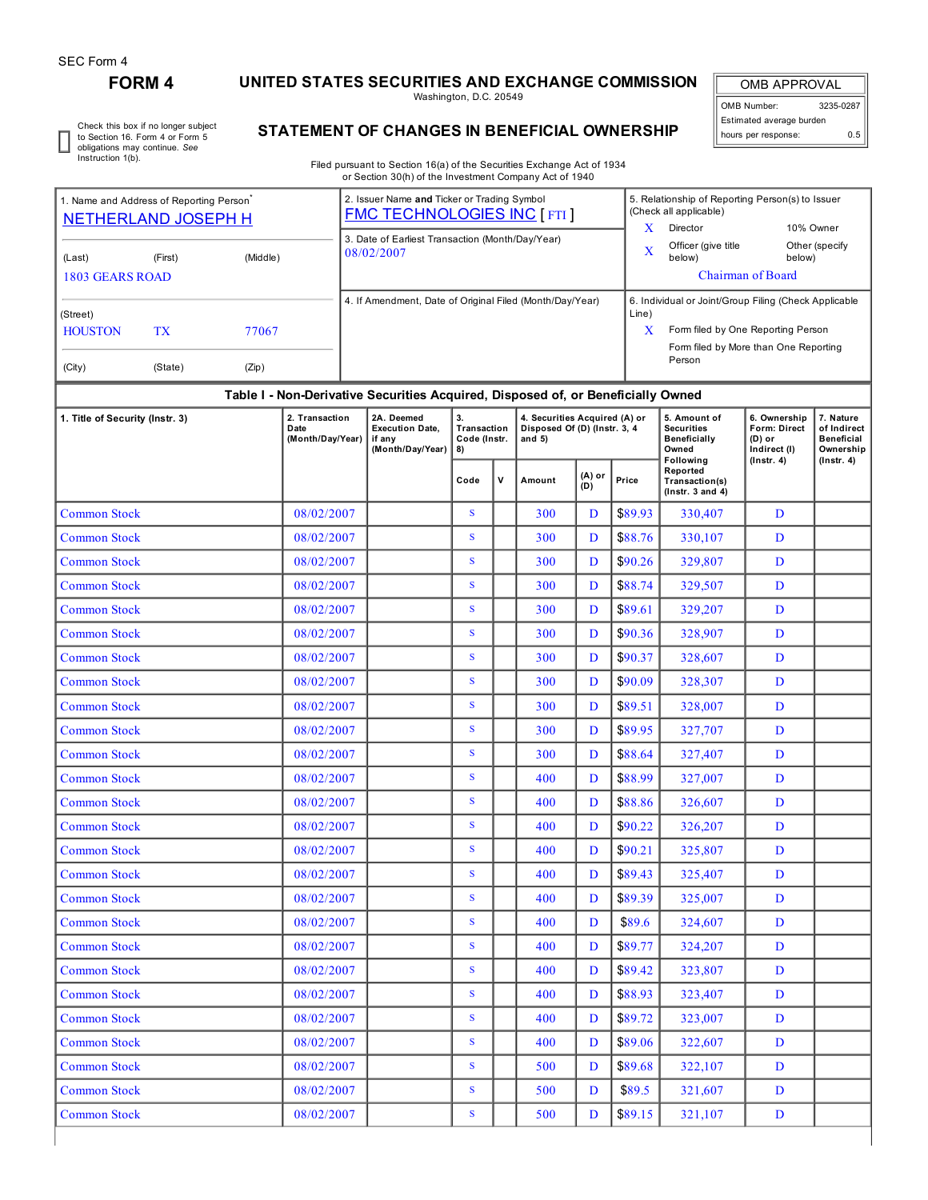SEC Form 4

# FORM 4

## UNITED STATES SECURITIES AND EXCHANGE COMMISSION

Washington, D.C. 20549

| OMB APPROVAL | |
|---|---|
| OMB Number: | 3235-0287 |
| Estimated average burden | |
| hours per response: | 0.5 |

☐ Check this box if no longer subject to Section 16. Form 4 or Form 5 obligations may continue. *See* Instruction 1(b).

## STATEMENT OF CHANGES IN BENEFICIAL OWNERSHIP

Filed pursuant to Section 16(a) of the Securities Exchange Act of 1934 or Section 30(h) of the Investment Company Act of 1940

1. Name and Address of Reporting Person*
NETHERLAND JOSEPH H

(Last) (First) (Middle)
1803 GEARS ROAD

(Street)
HOUSTON TX 77067

(City) (State) (Zip)

2. Issuer Name **and** Ticker or Trading Symbol
FMC TECHNOLOGIES INC [ FTI ]

3. Date of Earliest Transaction (Month/Day/Year)
08/02/2007

4. If Amendment, Date of Original Filed (Month/Day/Year)

5. Relationship of Reporting Person(s) to Issuer (Check all applicable)
X Director
10% Owner
X Officer (give title below)
Other (specify below)
Chairman of Board

6. Individual or Joint/Group Filing (Check Applicable Line)
X Form filed by One Reporting Person
Form filed by More than One Reporting Person

**Table I - Non-Derivative Securities Acquired, Disposed of, or Beneficially Owned**

| 1. Title of Security (Instr. 3) | 2. Transaction Date (Month/Day/Year) | 2A. Deemed Execution Date, if any (Month/Day/Year) | 3. Transaction Code (Instr. 8) | | 4. Securities Acquired (A) or Disposed Of (D) (Instr. 3, 4 and 5) | | | 5. Amount of Securities Beneficially Owned Following Reported Transaction(s) (Instr. 3 and 4) | 6. Ownership Form: Direct (D) or Indirect (I) (Instr. 4) | 7. Nature of Indirect Beneficial Ownership (Instr. 4) |
|---|---|---|---|---|---|---|---|---|---|---|
| | | | Code | V | Amount | (A) or (D) | Price | | | |
| Common Stock | 08/02/2007 | | S | | 300 | D | $89.93 | 330,407 | D | |
| Common Stock | 08/02/2007 | | S | | 300 | D | $88.76 | 330,107 | D | |
| Common Stock | 08/02/2007 | | S | | 300 | D | $90.26 | 329,807 | D | |
| Common Stock | 08/02/2007 | | S | | 300 | D | $88.74 | 329,507 | D | |
| Common Stock | 08/02/2007 | | S | | 300 | D | $89.61 | 329,207 | D | |
| Common Stock | 08/02/2007 | | S | | 300 | D | $90.36 | 328,907 | D | |
| Common Stock | 08/02/2007 | | S | | 300 | D | $90.37 | 328,607 | D | |
| Common Stock | 08/02/2007 | | S | | 300 | D | $90.09 | 328,307 | D | |
| Common Stock | 08/02/2007 | | S | | 300 | D | $89.51 | 328,007 | D | |
| Common Stock | 08/02/2007 | | S | | 300 | D | $89.95 | 327,707 | D | |
| Common Stock | 08/02/2007 | | S | | 300 | D | $88.64 | 327,407 | D | |
| Common Stock | 08/02/2007 | | S | | 400 | D | $88.99 | 327,007 | D | |
| Common Stock | 08/02/2007 | | S | | 400 | D | $88.86 | 326,607 | D | |
| Common Stock | 08/02/2007 | | S | | 400 | D | $90.22 | 326,207 | D | |
| Common Stock | 08/02/2007 | | S | | 400 | D | $90.21 | 325,807 | D | |
| Common Stock | 08/02/2007 | | S | | 400 | D | $89.43 | 325,407 | D | |
| Common Stock | 08/02/2007 | | S | | 400 | D | $89.39 | 325,007 | D | |
| Common Stock | 08/02/2007 | | S | | 400 | D | $89.6 | 324,607 | D | |
| Common Stock | 08/02/2007 | | S | | 400 | D | $89.77 | 324,207 | D | |
| Common Stock | 08/02/2007 | | S | | 400 | D | $89.42 | 323,807 | D | |
| Common Stock | 08/02/2007 | | S | | 400 | D | $88.93 | 323,407 | D | |
| Common Stock | 08/02/2007 | | S | | 400 | D | $89.72 | 323,007 | D | |
| Common Stock | 08/02/2007 | | S | | 400 | D | $89.06 | 322,607 | D | |
| Common Stock | 08/02/2007 | | S | | 500 | D | $89.68 | 322,107 | D | |
| Common Stock | 08/02/2007 | | S | | 500 | D | $89.5 | 321,607 | D | |
| Common Stock | 08/02/2007 | | S | | 500 | D | $89.15 | 321,107 | D | |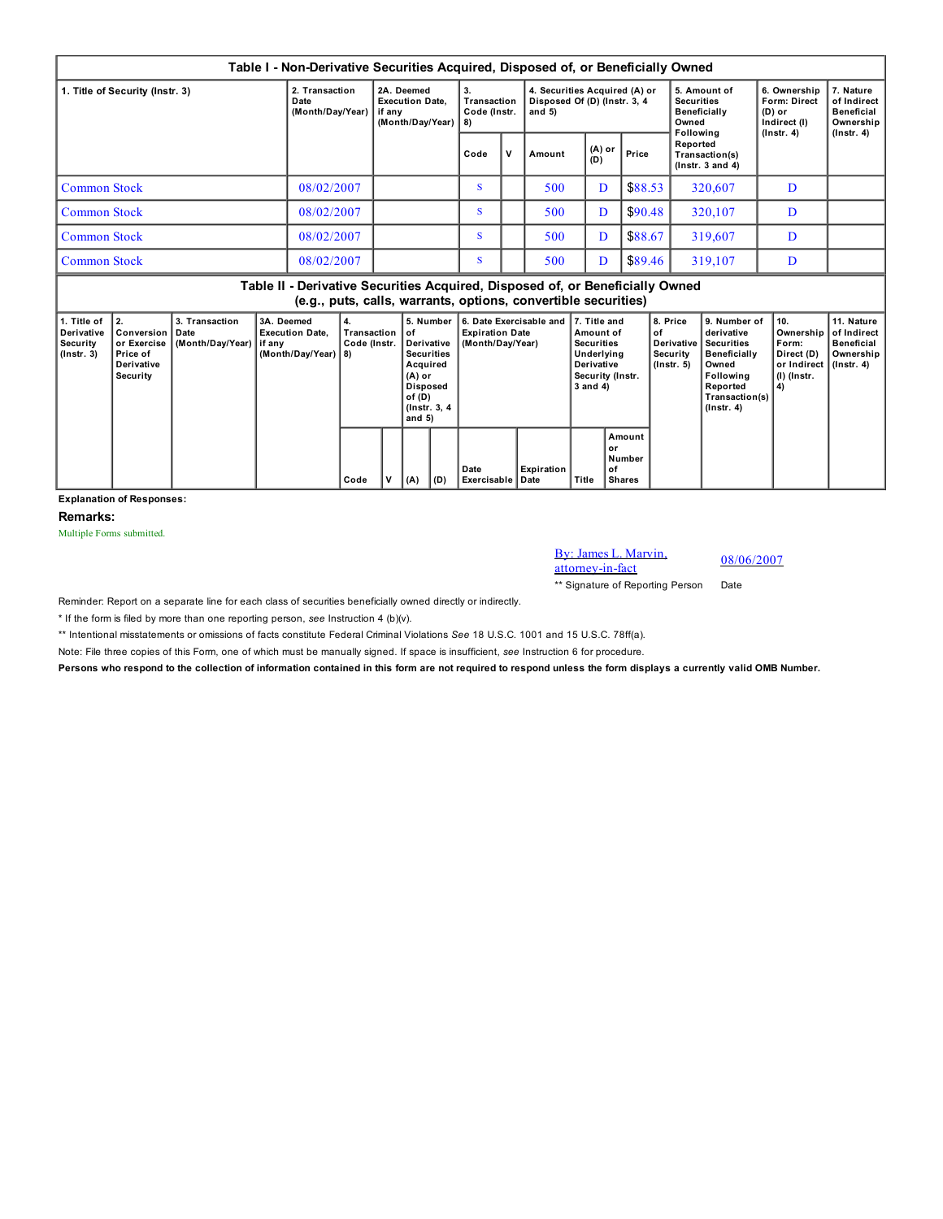## Table I - Non-Derivative Securities Acquired, Disposed of, or Beneficially Owned

| 1. Title of Security (Instr. 3) | 2. Transaction Date (Month/Day/Year) | 2A. Deemed Execution Date, if any (Month/Day/Year) | 3. Transaction Code (Instr. 8) | | 4. Securities Acquired (A) or Disposed Of (D) (Instr. 3, 4 and 5) | | | 5. Amount of Securities Beneficially Owned Following Reported Transaction(s) (Instr. 3 and 4) | 6. Ownership Form: Direct (D) or Indirect (I) (Instr. 4) | 7. Nature of Indirect Beneficial Ownership (Instr. 4) |
|---|---|---|---|---|---|---|---|---|---|---|
| | | | Code | V | Amount | (A) or (D) | Price | | | |
| Common Stock | 08/02/2007 | | S | | 500 | D | $88.53 | 320,607 | D | |
| Common Stock | 08/02/2007 | | S | | 500 | D | $90.48 | 320,107 | D | |
| Common Stock | 08/02/2007 | | S | | 500 | D | $88.67 | 319,607 | D | |
| Common Stock | 08/02/2007 | | S | | 500 | D | $89.46 | 319,107 | D | |

## Table II - Derivative Securities Acquired, Disposed of, or Beneficially Owned (e.g., puts, calls, warrants, options, convertible securities)

| 1. Title of Derivative Security (Instr. 3) | 2. Conversion or Exercise Price of Derivative Security | 3. Transaction Date (Month/Day/Year) | 3A. Deemed Execution Date, if any (Month/Day/Year) | 4. Transaction Code (Instr. 8) | | 5. Number of Derivative Securities Acquired (A) or Disposed of (D) (Instr. 3, 4 and 5) | | 6. Date Exercisable and Expiration Date (Month/Day/Year) | | 7. Title and Amount of Securities Underlying Derivative Security (Instr. 3 and 4) | | 8. Price of Derivative Security (Instr. 5) | 9. Number of derivative Securities Beneficially Owned Following Reported Transaction(s) (Instr. 4) | 10. Ownership Form: Direct (D) or Indirect (I) (Instr. 4) | 11. Nature of Indirect Beneficial Ownership (Instr. 4) |
|---|---|---|---|---|---|---|---|---|---|---|---|---|---|---|---|
| | | | | Code | V | (A) | (D) | Date Exercisable | Expiration Date | Title | Amount or Number of Shares | | | | |

**Explanation of Responses:**

### Remarks:

Multiple Forms submitted.

By: James L. Marvin, attorney-in-fact — 08/06/2007

** Signature of Reporting Person — Date

Reminder: Report on a separate line for each class of securities beneficially owned directly or indirectly.

* If the form is filed by more than one reporting person, *see* Instruction 4 (b)(v).

** Intentional misstatements or omissions of facts constitute Federal Criminal Violations *See* 18 U.S.C. 1001 and 15 U.S.C. 78ff(a).

Note: File three copies of this Form, one of which must be manually signed. If space is insufficient, *see* Instruction 6 for procedure.

**Persons who respond to the collection of information contained in this form are not required to respond unless the form displays a currently valid OMB Number.**